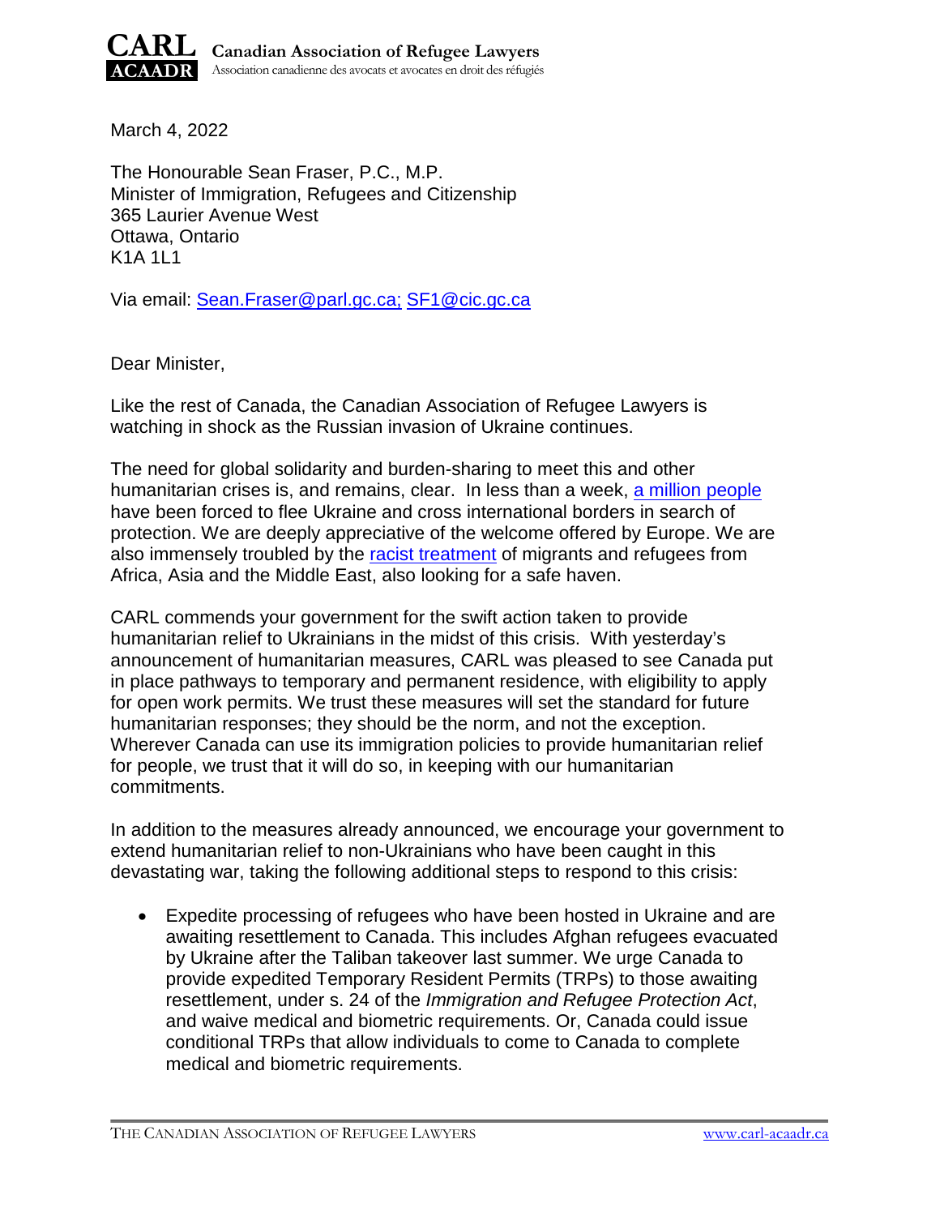**CARL ACAADR** **Canadian Association of Refugee Lawyers**
Association canadienne des avocats et avocates en droit des réfugiés

March 4, 2022

The Honourable Sean Fraser, P.C., M.P.
Minister of Immigration, Refugees and Citizenship
365 Laurier Avenue West
Ottawa, Ontario
K1A 1L1

Via email: Sean.Fraser@parl.gc.ca; SF1@cic.gc.ca

Dear Minister,

Like the rest of Canada, the Canadian Association of Refugee Lawyers is watching in shock as the Russian invasion of Ukraine continues.

The need for global solidarity and burden-sharing to meet this and other humanitarian crises is, and remains, clear. In less than a week, a million people have been forced to flee Ukraine and cross international borders in search of protection. We are deeply appreciative of the welcome offered by Europe. We are also immensely troubled by the racist treatment of migrants and refugees from Africa, Asia and the Middle East, also looking for a safe haven.

CARL commends your government for the swift action taken to provide humanitarian relief to Ukrainians in the midst of this crisis. With yesterday's announcement of humanitarian measures, CARL was pleased to see Canada put in place pathways to temporary and permanent residence, with eligibility to apply for open work permits. We trust these measures will set the standard for future humanitarian responses; they should be the norm, and not the exception. Wherever Canada can use its immigration policies to provide humanitarian relief for people, we trust that it will do so, in keeping with our humanitarian commitments.

In addition to the measures already announced, we encourage your government to extend humanitarian relief to non-Ukrainians who have been caught in this devastating war, taking the following additional steps to respond to this crisis:

- Expedite processing of refugees who have been hosted in Ukraine and are awaiting resettlement to Canada. This includes Afghan refugees evacuated by Ukraine after the Taliban takeover last summer. We urge Canada to provide expedited Temporary Resident Permits (TRPs) to those awaiting resettlement, under s. 24 of the *Immigration and Refugee Protection Act*, and waive medical and biometric requirements. Or, Canada could issue conditional TRPs that allow individuals to come to Canada to complete medical and biometric requirements.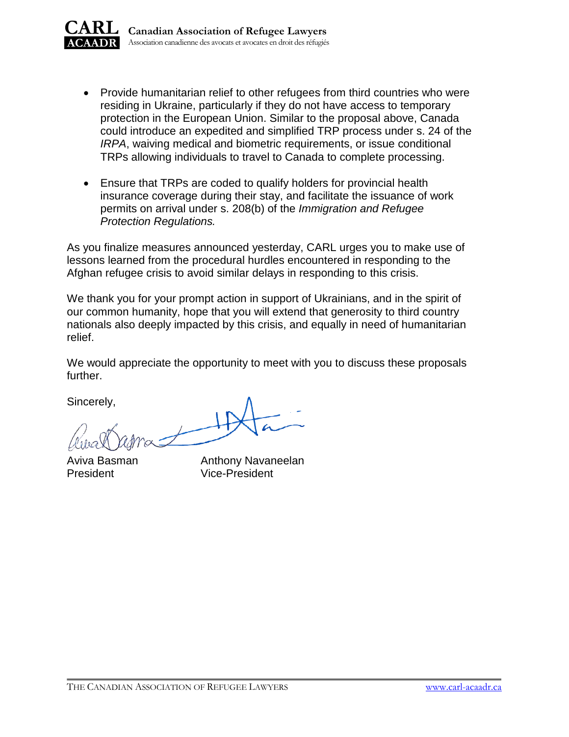- Provide humanitarian relief to other refugees from third countries who were residing in Ukraine, particularly if they do not have access to temporary protection in the European Union. Similar to the proposal above, Canada could introduce an expedited and simplified TRP process under s. 24 of the *IRPA*, waiving medical and biometric requirements, or issue conditional TRPs allowing individuals to travel to Canada to complete processing.

- Ensure that TRPs are coded to qualify holders for provincial health insurance coverage during their stay, and facilitate the issuance of work permits on arrival under s. 208(b) of the *Immigration and Refugee Protection Regulations.*

As you finalize measures announced yesterday, CARL urges you to make use of lessons learned from the procedural hurdles encountered in responding to the Afghan refugee crisis to avoid similar delays in responding to this crisis.

We thank you for your prompt action in support of Ukrainians, and in the spirit of our common humanity, hope that you will extend that generosity to third country nationals also deeply impacted by this crisis, and equally in need of humanitarian relief.

We would appreciate the opportunity to meet with you to discuss these proposals further.

Sincerely,

Aviva Basman
President

Anthony Navaneelan
Vice-President